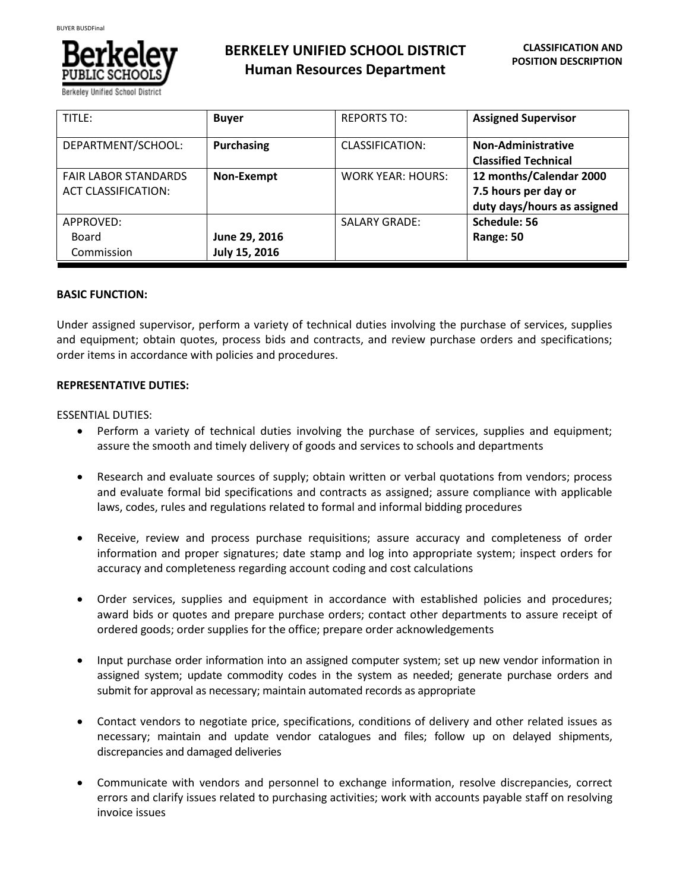# BERKELEY UNIFIED SCHOOL DISTRICT
## Human Resources Department

**CLASSIFICATION AND POSITION DESCRIPTION**

| TITLE: | **Buyer** | REPORTS TO: | **Assigned Supervisor** |
|---|---|---|---|
| DEPARTMENT/SCHOOL: | **Purchasing** | CLASSIFICATION: | **Non-Administrative Classified Technical** |
| FAIR LABOR STANDARDS ACT CLASSIFICATION: | **Non-Exempt** | WORK YEAR: HOURS: | **12 months/Calendar 2000 7.5 hours per day or duty days/hours as assigned** |
| APPROVED: Board Commission | **June 29, 2016 July 15, 2016** | SALARY GRADE: | **Schedule: 56 Range: 50** |

**BASIC FUNCTION:**

Under assigned supervisor, perform a variety of technical duties involving the purchase of services, supplies and equipment; obtain quotes, process bids and contracts, and review purchase orders and specifications; order items in accordance with policies and procedures.

**REPRESENTATIVE DUTIES:**

ESSENTIAL DUTIES:

- Perform a variety of technical duties involving the purchase of services, supplies and equipment; assure the smooth and timely delivery of goods and services to schools and departments
- Research and evaluate sources of supply; obtain written or verbal quotations from vendors; process and evaluate formal bid specifications and contracts as assigned; assure compliance with applicable laws, codes, rules and regulations related to formal and informal bidding procedures
- Receive, review and process purchase requisitions; assure accuracy and completeness of order information and proper signatures; date stamp and log into appropriate system; inspect orders for accuracy and completeness regarding account coding and cost calculations
- Order services, supplies and equipment in accordance with established policies and procedures; award bids or quotes and prepare purchase orders; contact other departments to assure receipt of ordered goods; order supplies for the office; prepare order acknowledgements
- Input purchase order information into an assigned computer system; set up new vendor information in assigned system; update commodity codes in the system as needed; generate purchase orders and submit for approval as necessary; maintain automated records as appropriate
- Contact vendors to negotiate price, specifications, conditions of delivery and other related issues as necessary; maintain and update vendor catalogues and files; follow up on delayed shipments, discrepancies and damaged deliveries
- Communicate with vendors and personnel to exchange information, resolve discrepancies, correct errors and clarify issues related to purchasing activities; work with accounts payable staff on resolving invoice issues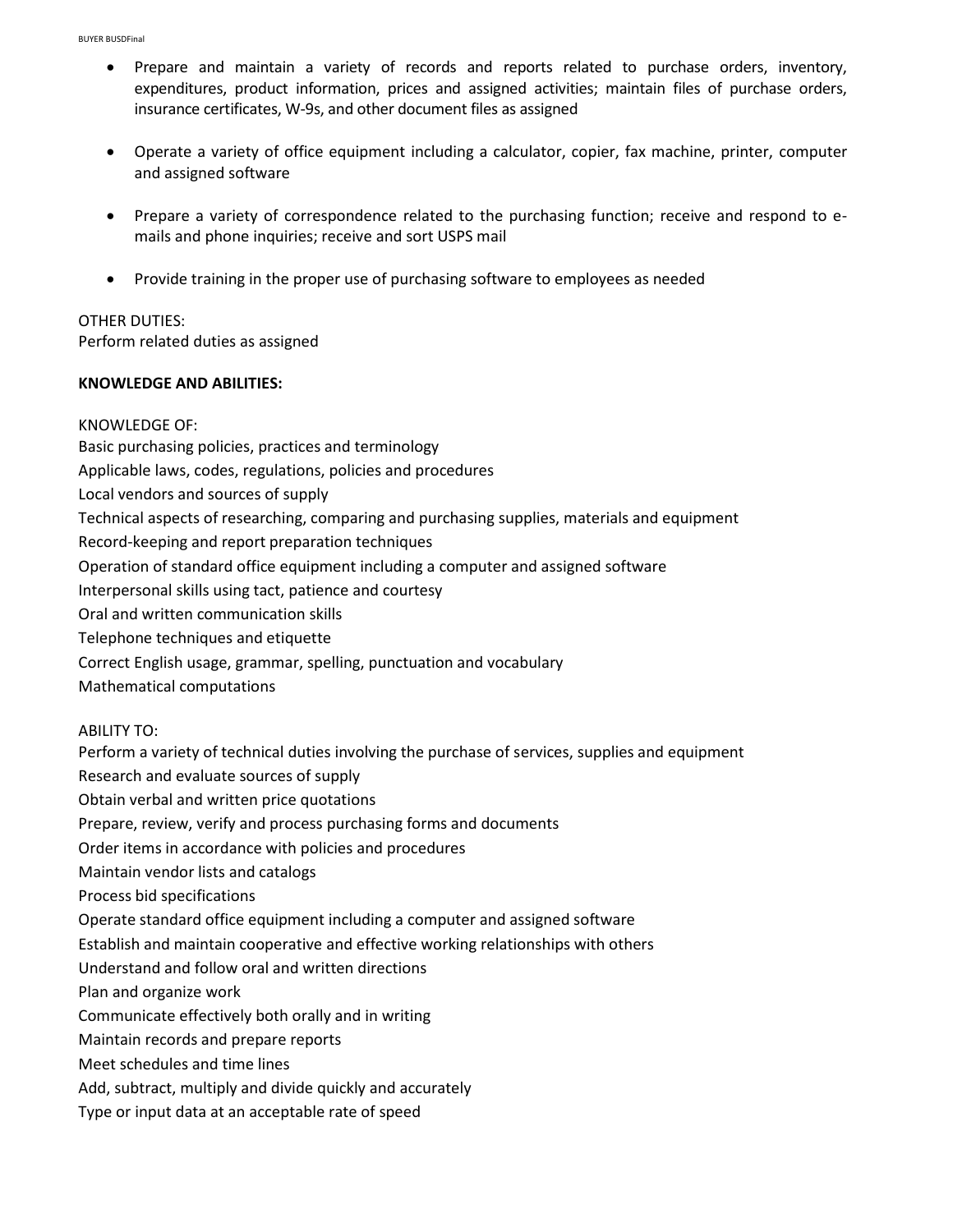- Prepare and maintain a variety of records and reports related to purchase orders, inventory, expenditures, product information, prices and assigned activities; maintain files of purchase orders, insurance certificates, W-9s, and other document files as assigned

- Operate a variety of office equipment including a calculator, copier, fax machine, printer, computer and assigned software

- Prepare a variety of correspondence related to the purchasing function; receive and respond to e-mails and phone inquiries; receive and sort USPS mail

- Provide training in the proper use of purchasing software to employees as needed

OTHER DUTIES:
Perform related duties as assigned

**KNOWLEDGE AND ABILITIES:**

KNOWLEDGE OF:
Basic purchasing policies, practices and terminology
Applicable laws, codes, regulations, policies and procedures
Local vendors and sources of supply
Technical aspects of researching, comparing and purchasing supplies, materials and equipment
Record-keeping and report preparation techniques
Operation of standard office equipment including a computer and assigned software
Interpersonal skills using tact, patience and courtesy
Oral and written communication skills
Telephone techniques and etiquette
Correct English usage, grammar, spelling, punctuation and vocabulary
Mathematical computations

ABILITY TO:
Perform a variety of technical duties involving the purchase of services, supplies and equipment
Research and evaluate sources of supply
Obtain verbal and written price quotations
Prepare, review, verify and process purchasing forms and documents
Order items in accordance with policies and procedures
Maintain vendor lists and catalogs
Process bid specifications
Operate standard office equipment including a computer and assigned software
Establish and maintain cooperative and effective working relationships with others
Understand and follow oral and written directions
Plan and organize work
Communicate effectively both orally and in writing
Maintain records and prepare reports
Meet schedules and time lines
Add, subtract, multiply and divide quickly and accurately
Type or input data at an acceptable rate of speed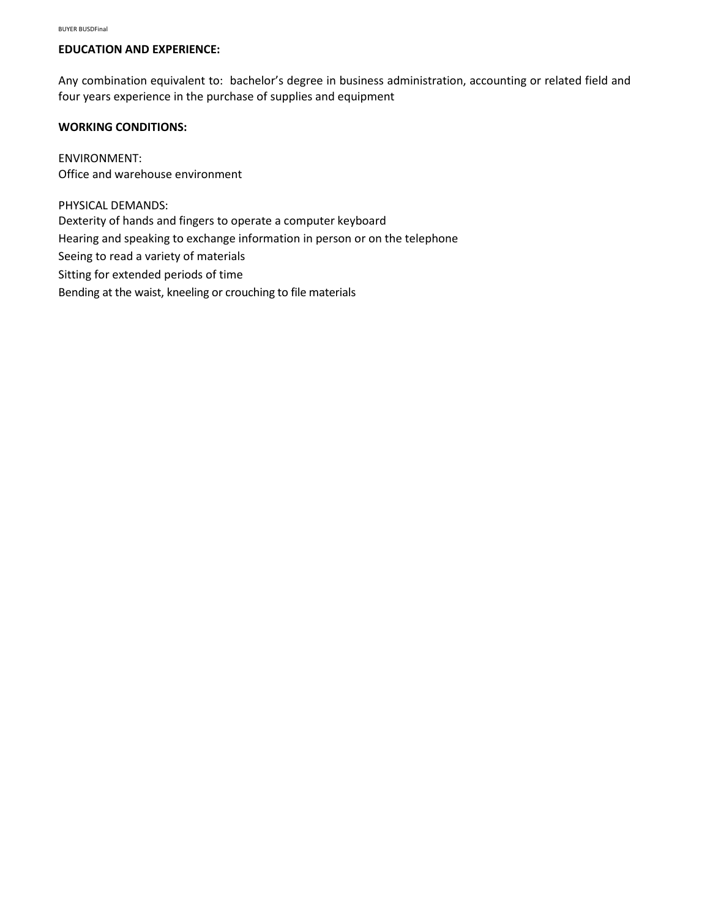**EDUCATION AND EXPERIENCE:**

Any combination equivalent to: bachelor's degree in business administration, accounting or related field and four years experience in the purchase of supplies and equipment

**WORKING CONDITIONS:**

ENVIRONMENT:
Office and warehouse environment

PHYSICAL DEMANDS:
Dexterity of hands and fingers to operate a computer keyboard
Hearing and speaking to exchange information in person or on the telephone
Seeing to read a variety of materials
Sitting for extended periods of time
Bending at the waist, kneeling or crouching to file materials